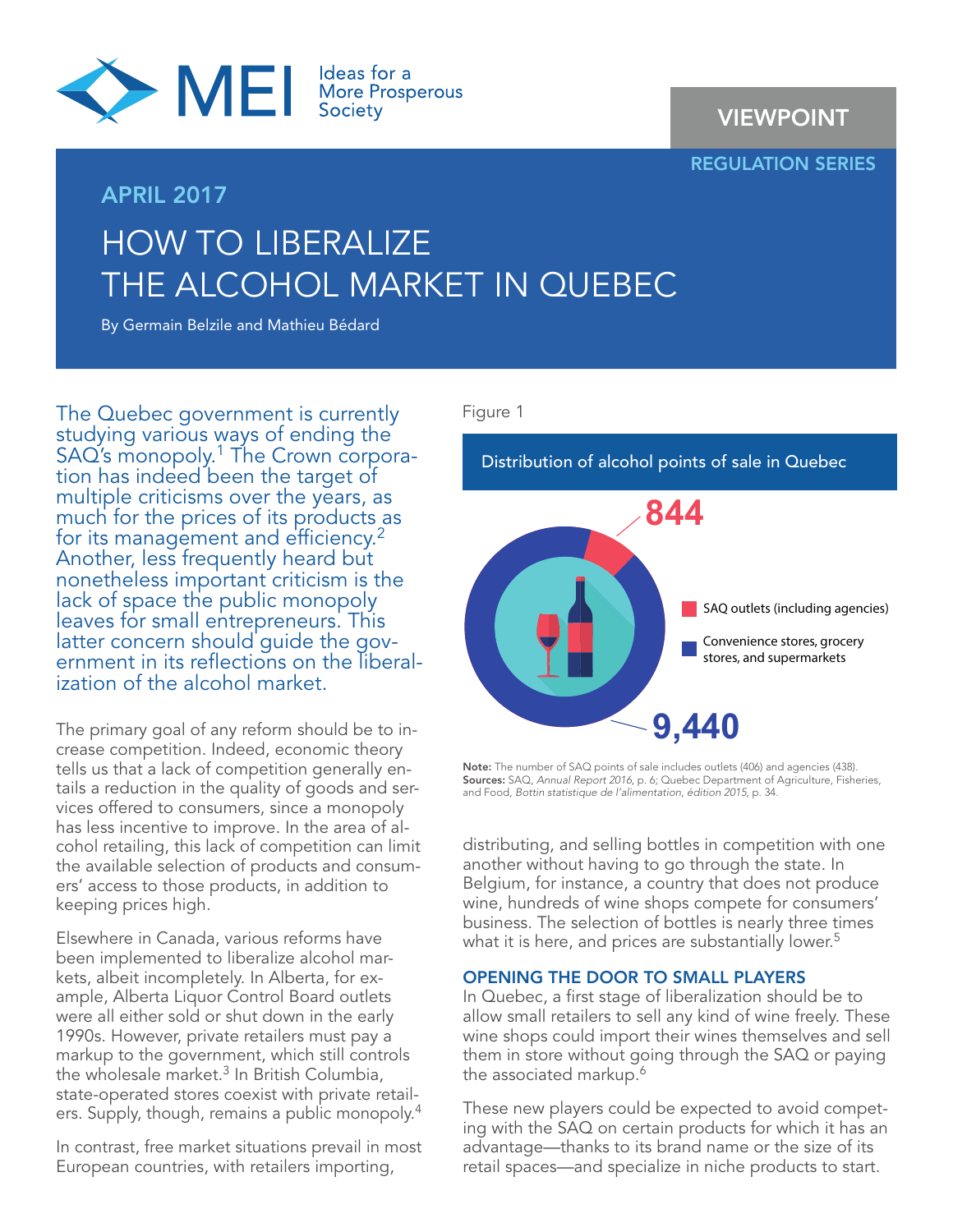MEI — Ideas for a More Prosperous Society

VIEWPOINT

REGULATION SERIES

APRIL 2017

# HOW TO LIBERALIZE THE ALCOHOL MARKET IN QUEBEC

By Germain Belzile and Mathieu Bédard

**The Quebec government is currently studying various ways of ending the SAQ's monopoly.[1] The Crown corporation has indeed been the target of multiple criticisms over the years, as much for the prices of its products as for its management and efficiency.[2] Another, less frequently heard but nonetheless important criticism is the lack of space the public monopoly leaves for small entrepreneurs. This latter concern should guide the government in its reflections on the liberalization of the alcohol market.**

The primary goal of any reform should be to increase competition. Indeed, economic theory tells us that a lack of competition generally entails a reduction in the quality of goods and services offered to consumers, since a monopoly has less incentive to improve. In the area of alcohol retailing, this lack of competition can limit the available selection of products and consumers' access to those products, in addition to keeping prices high.

Elsewhere in Canada, various reforms have been implemented to liberalize alcohol markets, albeit incompletely. In Alberta, for example, Alberta Liquor Control Board outlets were all either sold or shut down in the early 1990s. However, private retailers must pay a markup to the government, which still controls the wholesale market.[3] In British Columbia, state-operated stores coexist with private retailers. Supply, though, remains a public monopoly.[4]

In contrast, free market situations prevail in most European countries, with retailers importing, distributing, and selling bottles in competition with one another without having to go through the state. In Belgium, for instance, a country that does not produce wine, hundreds of wine shops compete for consumers' business. The selection of bottles is nearly three times what it is here, and prices are substantially lower.[5]

Figure 1

Distribution of alcohol points of sale in Quebec

| Point of sale | Number |
|---|---|
| SAQ outlets (including agencies) | 844 |
| Convenience stores, grocery stores, and supermarkets | 9,440 |

**Note:** The number of SAQ points of sale includes outlets (406) and agencies (438).
**Sources:** SAQ, *Annual Report 2016*, p. 6; Quebec Department of Agriculture, Fisheries, and Food, *Bottin statistique de l'alimentation, édition 2015*, p. 34.

## OPENING THE DOOR TO SMALL PLAYERS

In Quebec, a first stage of liberalization should be to allow small retailers to sell any kind of wine freely. These wine shops could import their wines themselves and sell them in store without going through the SAQ or paying the associated markup.[6]

These new players could be expected to avoid competing with the SAQ on certain products for which it has an advantage—thanks to its brand name or the size of its retail spaces—and specialize in niche products to start.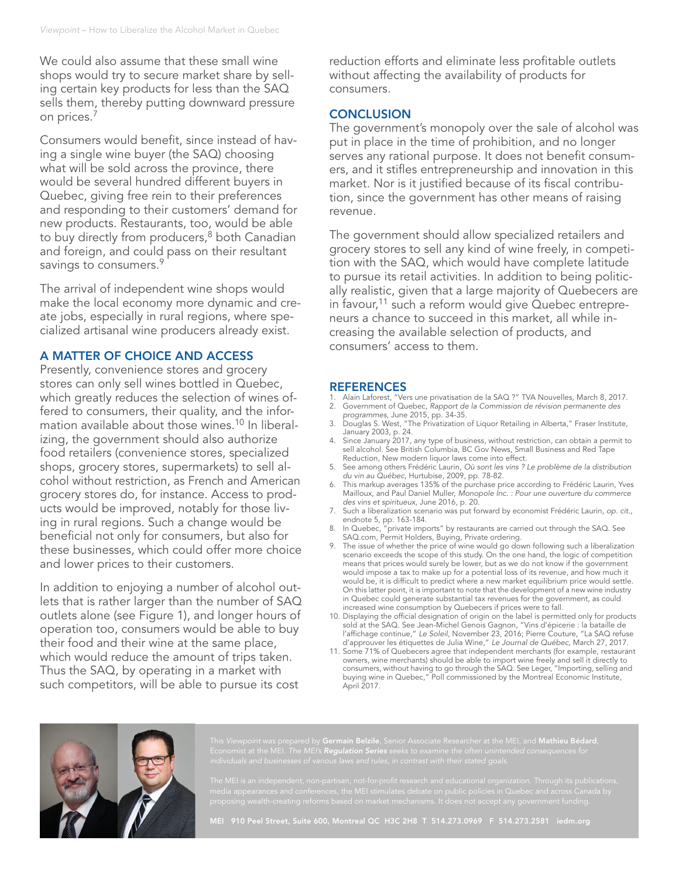We could also assume that these small wine shops would try to secure market share by selling certain key products for less than the SAQ sells them, thereby putting downward pressure on prices.[7]

Consumers would benefit, since instead of having a single wine buyer (the SAQ) choosing what will be sold across the province, there would be several hundred different buyers in Quebec, giving free rein to their preferences and responding to their customers' demand for new products. Restaurants, too, would be able to buy directly from producers,[8] both Canadian and foreign, and could pass on their resultant savings to consumers.[9]

The arrival of independent wine shops would make the local economy more dynamic and create jobs, especially in rural regions, where specialized artisanal wine producers already exist.

## A MATTER OF CHOICE AND ACCESS

Presently, convenience stores and grocery stores can only sell wines bottled in Quebec, which greatly reduces the selection of wines offered to consumers, their quality, and the information available about those wines.[10] In liberalizing, the government should also authorize food retailers (convenience stores, specialized shops, grocery stores, supermarkets) to sell alcohol without restriction, as French and American grocery stores do, for instance. Access to products would be improved, notably for those living in rural regions. Such a change would be beneficial not only for consumers, but also for these businesses, which could offer more choice and lower prices to their customers.

In addition to enjoying a number of alcohol outlets that is rather larger than the number of SAQ outlets alone (see Figure 1), and longer hours of operation too, consumers would be able to buy their food and their wine at the same place, which would reduce the amount of trips taken. Thus the SAQ, by operating in a market with such competitors, will be able to pursue its cost reduction efforts and eliminate less profitable outlets without affecting the availability of products for consumers.

## CONCLUSION

The government's monopoly over the sale of alcohol was put in place in the time of prohibition, and no longer serves any rational purpose. It does not benefit consumers, and it stifles entrepreneurship and innovation in this market. Nor is it justified because of its fiscal contribution, since the government has other means of raising revenue.

The government should allow specialized retailers and grocery stores to sell any kind of wine freely, in competition with the SAQ, which would have complete latitude to pursue its retail activities. In addition to being politically realistic, given that a large majority of Quebecers are in favour,[11] such a reform would give Quebec entrepreneurs a chance to succeed in this market, all while increasing the available selection of products, and consumers' access to them.

## REFERENCES

1. Alain Laforest, "Vers une privatisation de la SAQ ?" TVA Nouvelles, March 8, 2017.
2. Government of Quebec, *Rapport de la Commission de révision permanente des programmes*, June 2015, pp. 34-35.
3. Douglas S. West, "The Privatization of Liquor Retailing in Alberta," Fraser Institute, January 2003, p. 24.
4. Since January 2017, any type of business, without restriction, can obtain a permit to sell alcohol. See British Columbia, BC Gov News, Small Business and Red Tape Reduction, New modern liquor laws come into effect.
5. See among others Frédéric Laurin, *Où sont les vins ? Le problème de la distribution du vin au Québec*, Hurtubise, 2009, pp. 78-82.
6. This markup averages 135% of the purchase price according to Frédéric Laurin, Yves Mailloux, and Paul Daniel Muller, *Monopole Inc. : Pour une ouverture du commerce des vins et spiritueux*, June 2016, p. 20.
7. Such a liberalization scenario was put forward by economist Frédéric Laurin, *op. cit.*, endnote 5, pp. 163-184.
8. In Quebec, "private imports" by restaurants are carried out through the SAQ. See SAQ.com, Permit Holders, Buying, Private ordering.
9. The issue of whether the price of wine would go down following such a liberalization scenario exceeds the scope of this study. On the one hand, the logic of competition means that prices would surely be lower, but as we do not know if the government would impose a tax to make up for a potential loss of its revenue, and how much it would be, it is difficult to predict where a new market equilibrium price would settle. On this latter point, it is important to note that the development of a new wine industry in Quebec could generate substantial tax revenues for the government, as could increased wine consumption by Quebecers if prices were to fall.
10. Displaying the official designation of origin on the label is permitted only for products sold at the SAQ. See Jean-Michel Genois Gagnon, "Vins d'épicerie : la bataille de l'affichage continue," *Le Soleil*, November 23, 2016; Pierre Couture, "La SAQ refuse d'approuver les étiquettes de Julia Wine," *Le Journal de Québec*, March 27, 2017.
11. Some 71% of Quebecers agree that independent merchants (for example, restaurant owners, wine merchants) should be able to import wine freely and sell it directly to consumers, without having to go through the SAQ. See Leger, "Importing, selling and buying wine in Quebec," Poll commissioned by the Montreal Economic Institute, April 2017.

This *Viewpoint* was prepared by **Germain Belzile**, Senior Associate Researcher at the MEI, and **Mathieu Bédard**, Economist at the MEI. *The MEI's **Regulation Series** seeks to examine the often unintended consequences for individuals and businesses of various laws and rules, in contrast with their stated goals.*

The MEI is an independent, non-partisan, not-for-profit research and educational organization. Through its publications, media appearances and conferences, the MEI stimulates debate on public policies in Quebec and across Canada by proposing wealth-creating reforms based on market mechanisms. It does not accept any government funding.

**MEI 910 Peel Street, Suite 600, Montreal QC H3C 2H8 T 514.273.0969 F 514.273.2581 iedm.org**